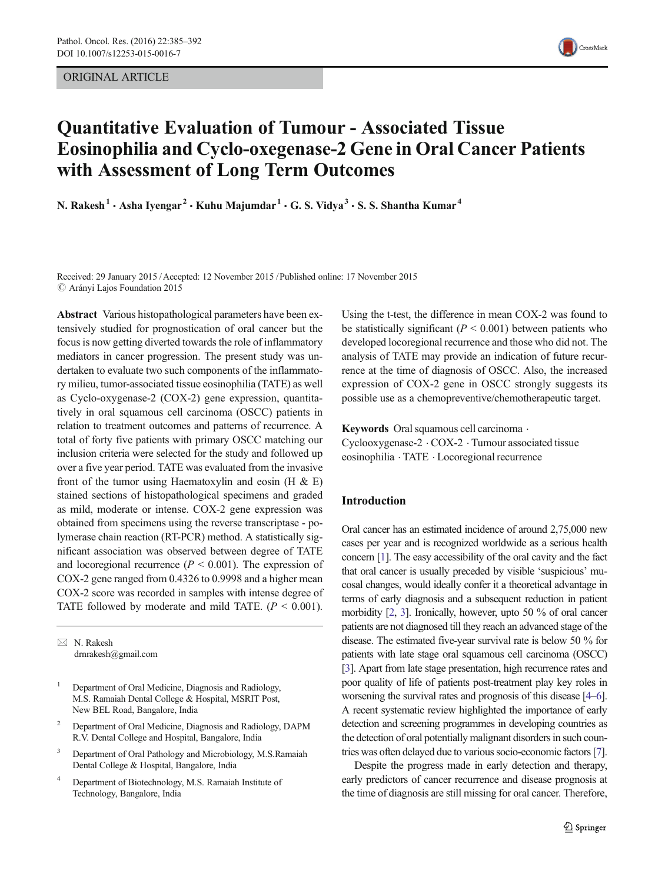ORIGINAL ARTICLE

# Quantitative Evaluation of Tumour - Associated Tissue Eosinophilia and Cyclo-oxegenase-2 Gene in Oral Cancer Patients with Assessment of Long Term Outcomes

**N. Rakesh [1] · Asha Iyengar [2] · Kuhu Majumdar [1] · G. S. Vidya [3] · S. S. Shantha Kumar [4]**

Received: 29 January 2015 / Accepted: 12 November 2015 / Published online: 17 November 2015
© Arányi Lajos Foundation 2015

**Abstract** Various histopathological parameters have been extensively studied for prognostication of oral cancer but the focus is now getting diverted towards the role of inflammatory mediators in cancer progression. The present study was undertaken to evaluate two such components of the inflammatory milieu, tumor-associated tissue eosinophilia (TATE) as well as Cyclo-oxygenase-2 (COX-2) gene expression, quantitatively in oral squamous cell carcinoma (OSCC) patients in relation to treatment outcomes and patterns of recurrence. A total of forty five patients with primary OSCC matching our inclusion criteria were selected for the study and followed up over a five year period. TATE was evaluated from the invasive front of the tumor using Haematoxylin and eosin (H & E) stained sections of histopathological specimens and graded as mild, moderate or intense. COX-2 gene expression was obtained from specimens using the reverse transcriptase - polymerase chain reaction (RT-PCR) method. A statistically significant association was observed between degree of TATE and locoregional recurrence ($P < 0.001$). The expression of COX-2 gene ranged from 0.4326 to 0.9998 and a higher mean COX-2 score was recorded in samples with intense degree of TATE followed by moderate and mild TATE. ($P < 0.001$). Using the t-test, the difference in mean COX-2 was found to be statistically significant ($P < 0.001$) between patients who developed locoregional recurrence and those who did not. The analysis of TATE may provide an indication of future recurrence at the time of diagnosis of OSCC. Also, the increased expression of COX-2 gene in OSCC strongly suggests its possible use as a chemopreventive/chemotherapeutic target.

**Keywords** Oral squamous cell carcinoma · Cyclooxygenase-2 · COX-2 · Tumour associated tissue eosinophilia · TATE · Locoregional recurrence

✉ N. Rakesh
drnrakesh@gmail.com

[1] Department of Oral Medicine, Diagnosis and Radiology, M.S. Ramaiah Dental College & Hospital, MSRIT Post, New BEL Road, Bangalore, India

[2] Department of Oral Medicine, Diagnosis and Radiology, DAPM R.V. Dental College and Hospital, Bangalore, India

[3] Department of Oral Pathology and Microbiology, M.S.Ramaiah Dental College & Hospital, Bangalore, India

[4] Department of Biotechnology, M.S. Ramaiah Institute of Technology, Bangalore, India

## Introduction

Oral cancer has an estimated incidence of around 2,75,000 new cases per year and is recognized worldwide as a serious health concern [1]. The easy accessibility of the oral cavity and the fact that oral cancer is usually preceded by visible 'suspicious' mucosal changes, would ideally confer it a theoretical advantage in terms of early diagnosis and a subsequent reduction in patient morbidity [2, 3]. Ironically, however, upto 50 % of oral cancer patients are not diagnosed till they reach an advanced stage of the disease. The estimated five-year survival rate is below 50 % for patients with late stage oral squamous cell carcinoma (OSCC) [3]. Apart from late stage presentation, high recurrence rates and poor quality of life of patients post-treatment play key roles in worsening the survival rates and prognosis of this disease [4–6]. A recent systematic review highlighted the importance of early detection and screening programmes in developing countries as the detection of oral potentially malignant disorders in such countries was often delayed due to various socio-economic factors [7].

Despite the progress made in early detection and therapy, early predictors of cancer recurrence and disease prognosis at the time of diagnosis are still missing for oral cancer. Therefore,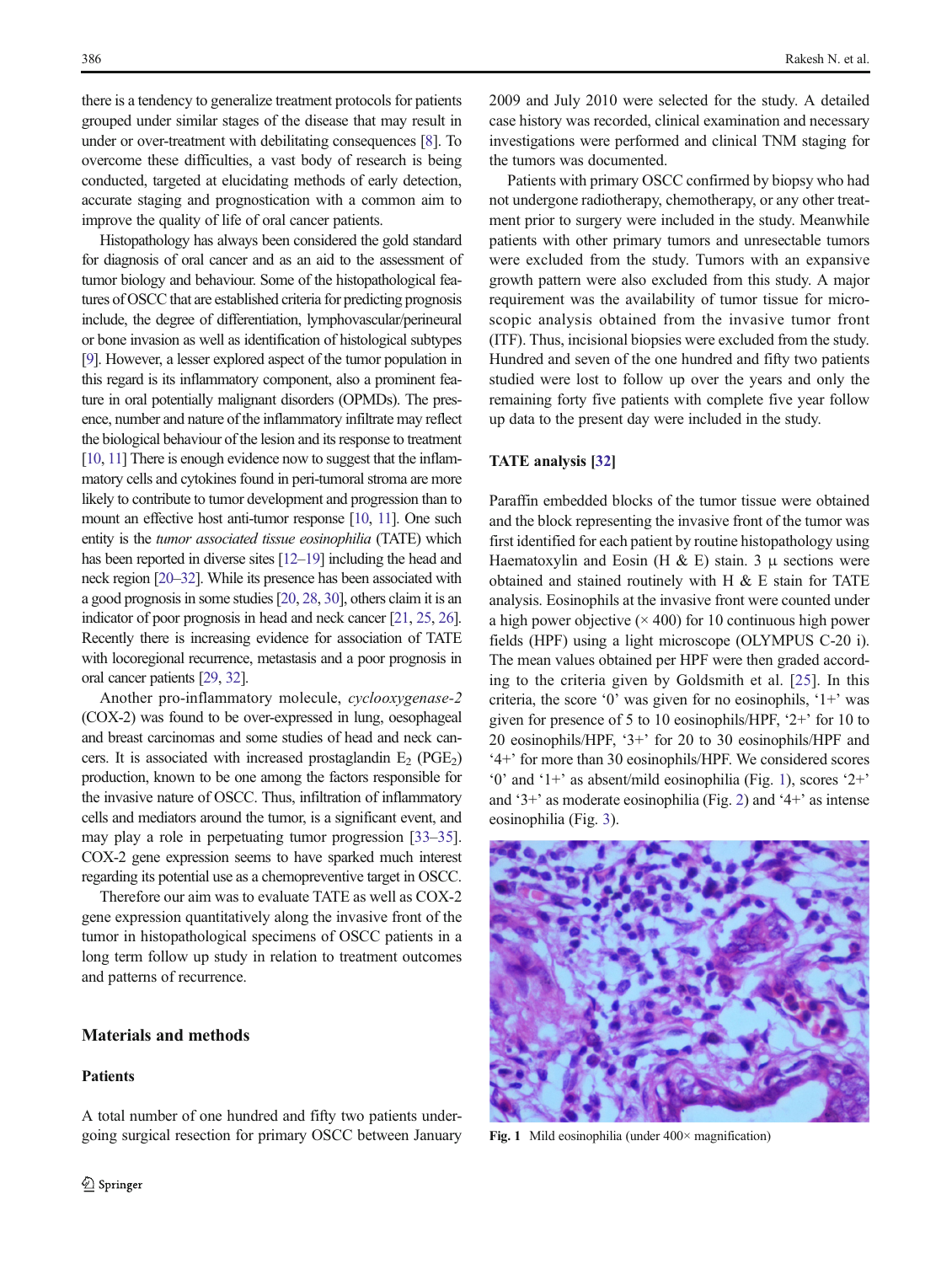there is a tendency to generalize treatment protocols for patients grouped under similar stages of the disease that may result in under or over-treatment with debilitating consequences [8]. To overcome these difficulties, a vast body of research is being conducted, targeted at elucidating methods of early detection, accurate staging and prognostication with a common aim to improve the quality of life of oral cancer patients.

Histopathology has always been considered the gold standard for diagnosis of oral cancer and as an aid to the assessment of tumor biology and behaviour. Some of the histopathological features of OSCC that are established criteria for predicting prognosis include, the degree of differentiation, lymphovascular/perineural or bone invasion as well as identification of histological subtypes [9]. However, a lesser explored aspect of the tumor population in this regard is its inflammatory component, also a prominent feature in oral potentially malignant disorders (OPMDs). The presence, number and nature of the inflammatory infiltrate may reflect the biological behaviour of the lesion and its response to treatment [10, 11] There is enough evidence now to suggest that the inflammatory cells and cytokines found in peri-tumoral stroma are more likely to contribute to tumor development and progression than to mount an effective host anti-tumor response [10, 11]. One such entity is the *tumor associated tissue eosinophilia* (TATE) which has been reported in diverse sites [12–19] including the head and neck region [20–32]. While its presence has been associated with a good prognosis in some studies [20, 28, 30], others claim it is an indicator of poor prognosis in head and neck cancer [21, 25, 26]. Recently there is increasing evidence for association of TATE with locoregional recurrence, metastasis and a poor prognosis in oral cancer patients [29, 32].

Another pro-inflammatory molecule, *cyclooxygenase-2* (COX-2) was found to be over-expressed in lung, oesophageal and breast carcinomas and some studies of head and neck cancers. It is associated with increased prostaglandin $E_2$ ($PGE_2$) production, known to be one among the factors responsible for the invasive nature of OSCC. Thus, infiltration of inflammatory cells and mediators around the tumor, is a significant event, and may play a role in perpetuating tumor progression [33–35]. COX-2 gene expression seems to have sparked much interest regarding its potential use as a chemopreventive target in OSCC.

Therefore our aim was to evaluate TATE as well as COX-2 gene expression quantitatively along the invasive front of the tumor in histopathological specimens of OSCC patients in a long term follow up study in relation to treatment outcomes and patterns of recurrence.

## Materials and methods

### Patients

A total number of one hundred and fifty two patients undergoing surgical resection for primary OSCC between January 2009 and July 2010 were selected for the study. A detailed case history was recorded, clinical examination and necessary investigations were performed and clinical TNM staging for the tumors was documented.

Patients with primary OSCC confirmed by biopsy who had not undergone radiotherapy, chemotherapy, or any other treatment prior to surgery were included in the study. Meanwhile patients with other primary tumors and unresectable tumors were excluded from the study. Tumors with an expansive growth pattern were also excluded from this study. A major requirement was the availability of tumor tissue for microscopic analysis obtained from the invasive tumor front (ITF). Thus, incisional biopsies were excluded from the study. Hundred and seven of the one hundred and fifty two patients studied were lost to follow up over the years and only the remaining forty five patients with complete five year follow up data to the present day were included in the study.

### TATE analysis [32]

Paraffin embedded blocks of the tumor tissue were obtained and the block representing the invasive front of the tumor was first identified for each patient by routine histopathology using Haematoxylin and Eosin (H & E) stain. 3 μ sections were obtained and stained routinely with H & E stain for TATE analysis. Eosinophils at the invasive front were counted under a high power objective (× 400) for 10 continuous high power fields (HPF) using a light microscope (OLYMPUS C-20 i). The mean values obtained per HPF were then graded according to the criteria given by Goldsmith et al. [25]. In this criteria, the score '0' was given for no eosinophils, '1+' was given for presence of 5 to 10 eosinophils/HPF, '2+' for 10 to 20 eosinophils/HPF, '3+' for 20 to 30 eosinophils/HPF and '4+' for more than 30 eosinophils/HPF. We considered scores '0' and '1+' as absent/mild eosinophilia (Fig. 1), scores '2+' and '3+' as moderate eosinophilia (Fig. 2) and '4+' as intense eosinophilia (Fig. 3).

**Fig. 1** Mild eosinophilia (under 400× magnification)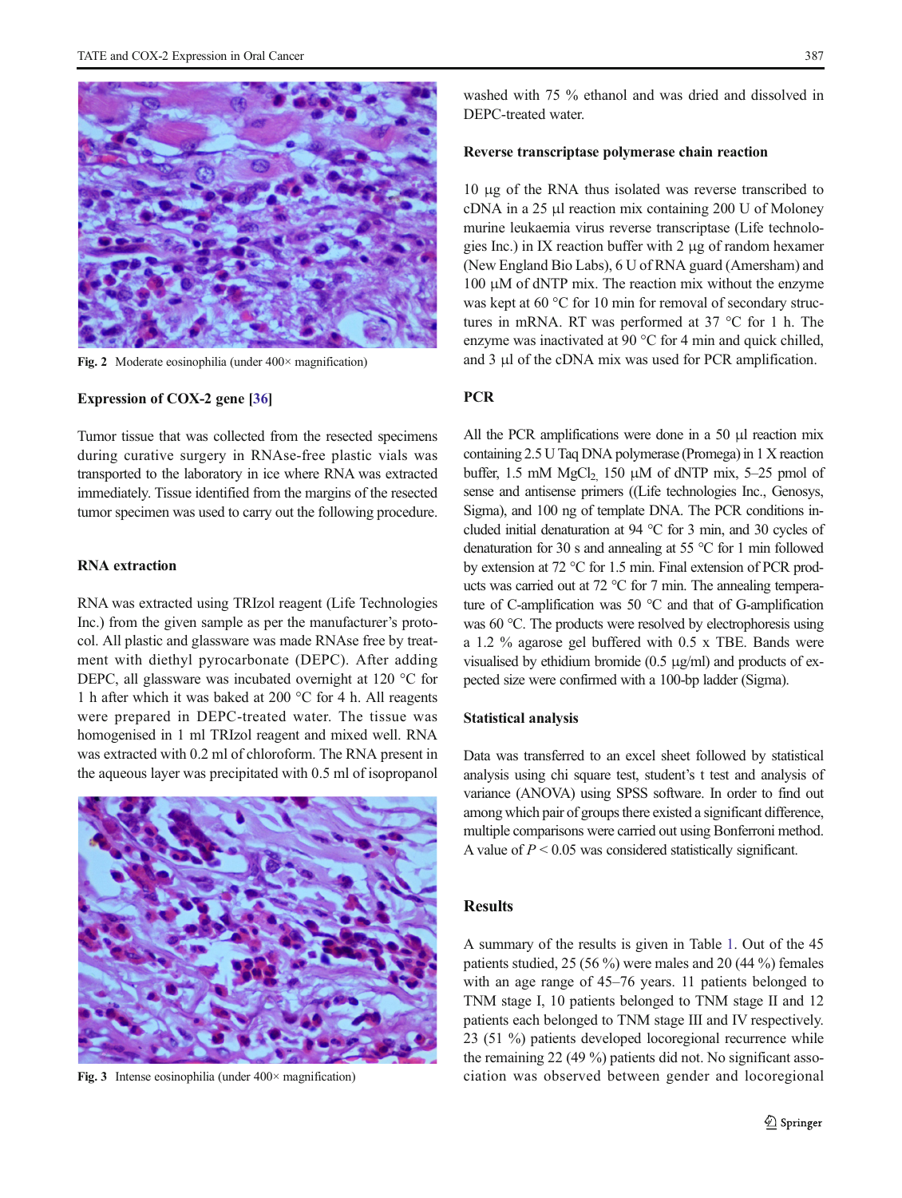Fig. 2 Moderate eosinophilia (under 400× magnification)

### Expression of COX-2 gene [36]

Tumor tissue that was collected from the resected specimens during curative surgery in RNAse-free plastic vials was transported to the laboratory in ice where RNA was extracted immediately. Tissue identified from the margins of the resected tumor specimen was used to carry out the following procedure.

### RNA extraction

RNA was extracted using TRIzol reagent (Life Technologies Inc.) from the given sample as per the manufacturer's protocol. All plastic and glassware was made RNAse free by treatment with diethyl pyrocarbonate (DEPC). After adding DEPC, all glassware was incubated overnight at 120 °C for 1 h after which it was baked at 200 °C for 4 h. All reagents were prepared in DEPC-treated water. The tissue was homogenised in 1 ml TRIzol reagent and mixed well. RNA was extracted with 0.2 ml of chloroform. The RNA present in the aqueous layer was precipitated with 0.5 ml of isopropanol washed with 75 % ethanol and was dried and dissolved in DEPC-treated water.

Fig. 3 Intense eosinophilia (under 400× magnification)

### Reverse transcriptase polymerase chain reaction

10 μg of the RNA thus isolated was reverse transcribed to cDNA in a 25 μl reaction mix containing 200 U of Moloney murine leukaemia virus reverse transcriptase (Life technologies Inc.) in IX reaction buffer with 2 μg of random hexamer (New England Bio Labs), 6 U of RNA guard (Amersham) and 100 μM of dNTP mix. The reaction mix without the enzyme was kept at 60 °C for 10 min for removal of secondary structures in mRNA. RT was performed at 37 °C for 1 h. The enzyme was inactivated at 90 °C for 4 min and quick chilled, and 3 μl of the cDNA mix was used for PCR amplification.

### PCR

All the PCR amplifications were done in a 50 μl reaction mix containing 2.5 U Taq DNA polymerase (Promega) in 1 X reaction buffer, 1.5 mM $MgCl_2$, 150 μM of dNTP mix, 5–25 pmol of sense and antisense primers ((Life technologies Inc., Genosys, Sigma), and 100 ng of template DNA. The PCR conditions included initial denaturation at 94 °C for 3 min, and 30 cycles of denaturation for 30 s and annealing at 55 °C for 1 min followed by extension at 72 °C for 1.5 min. Final extension of PCR products was carried out at 72 °C for 7 min. The annealing temperature of C-amplification was 50 °C and that of G-amplification was 60 °C. The products were resolved by electrophoresis using a 1.2 % agarose gel buffered with 0.5 x TBE. Bands were visualised by ethidium bromide (0.5 μg/ml) and products of expected size were confirmed with a 100-bp ladder (Sigma).

### Statistical analysis

Data was transferred to an excel sheet followed by statistical analysis using chi square test, student's t test and analysis of variance (ANOVA) using SPSS software. In order to find out among which pair of groups there existed a significant difference, multiple comparisons were carried out using Bonferroni method. A value of $P < 0.05$ was considered statistically significant.

## Results

A summary of the results is given in Table 1. Out of the 45 patients studied, 25 (56 %) were males and 20 (44 %) females with an age range of 45–76 years. 11 patients belonged to TNM stage I, 10 patients belonged to TNM stage II and 12 patients each belonged to TNM stage III and IV respectively. 23 (51 %) patients developed locoregional recurrence while the remaining 22 (49 %) patients did not. No significant association was observed between gender and locoregional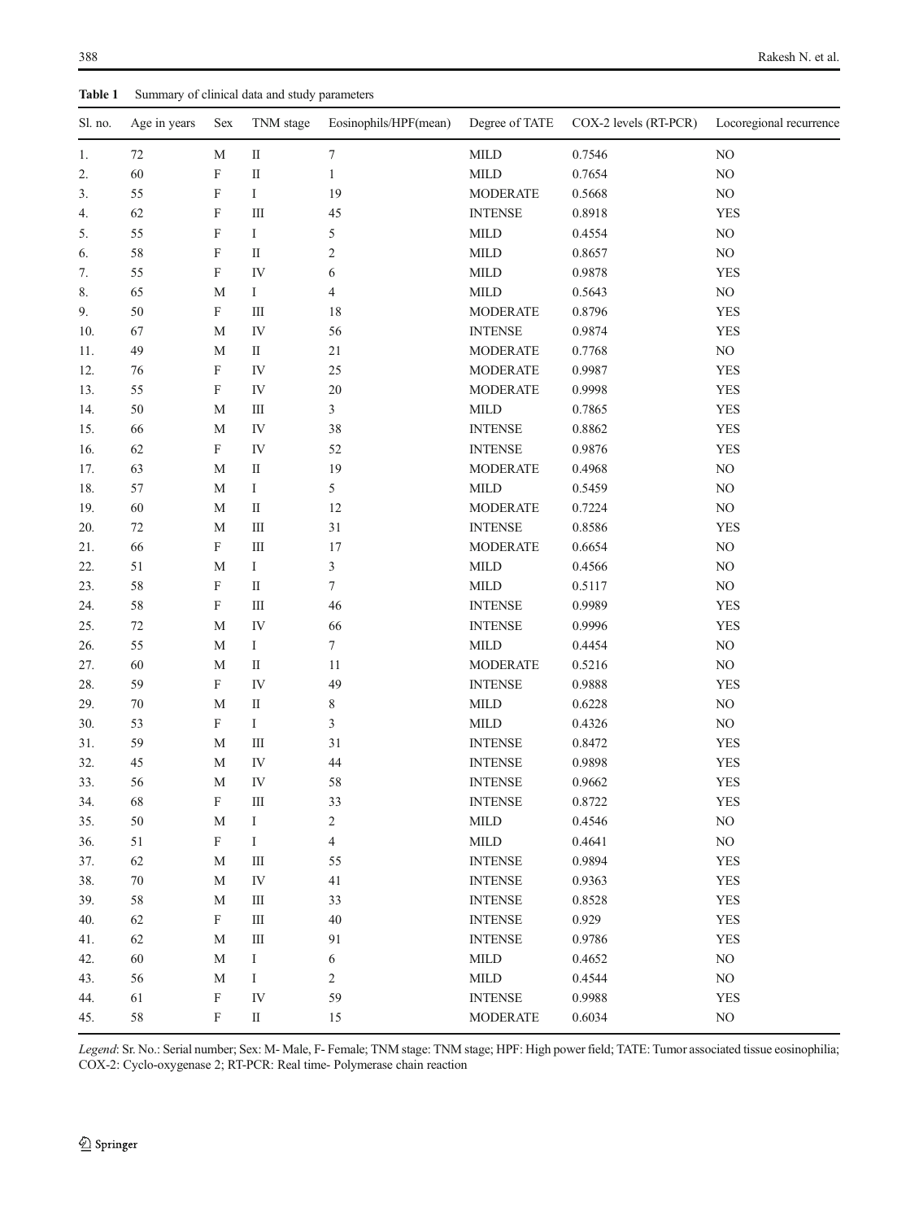**Table 1** Summary of clinical data and study parameters

| Sl. no. | Age in years | Sex | TNM stage | Eosinophils/HPF(mean) | Degree of TATE | COX-2 levels (RT-PCR) | Locoregional recurrence |
|---|---|---|---|---|---|---|---|
| 1. | 72 | M | II | 7 | MILD | 0.7546 | NO |
| 2. | 60 | F | II | 1 | MILD | 0.7654 | NO |
| 3. | 55 | F | I | 19 | MODERATE | 0.5668 | NO |
| 4. | 62 | F | III | 45 | INTENSE | 0.8918 | YES |
| 5. | 55 | F | I | 5 | MILD | 0.4554 | NO |
| 6. | 58 | F | II | 2 | MILD | 0.8657 | NO |
| 7. | 55 | F | IV | 6 | MILD | 0.9878 | YES |
| 8. | 65 | M | I | 4 | MILD | 0.5643 | NO |
| 9. | 50 | F | III | 18 | MODERATE | 0.8796 | YES |
| 10. | 67 | M | IV | 56 | INTENSE | 0.9874 | YES |
| 11. | 49 | M | II | 21 | MODERATE | 0.7768 | NO |
| 12. | 76 | F | IV | 25 | MODERATE | 0.9987 | YES |
| 13. | 55 | F | IV | 20 | MODERATE | 0.9998 | YES |
| 14. | 50 | M | III | 3 | MILD | 0.7865 | YES |
| 15. | 66 | M | IV | 38 | INTENSE | 0.8862 | YES |
| 16. | 62 | F | IV | 52 | INTENSE | 0.9876 | YES |
| 17. | 63 | M | II | 19 | MODERATE | 0.4968 | NO |
| 18. | 57 | M | I | 5 | MILD | 0.5459 | NO |
| 19. | 60 | M | II | 12 | MODERATE | 0.7224 | NO |
| 20. | 72 | M | III | 31 | INTENSE | 0.8586 | YES |
| 21. | 66 | F | III | 17 | MODERATE | 0.6654 | NO |
| 22. | 51 | M | I | 3 | MILD | 0.4566 | NO |
| 23. | 58 | F | II | 7 | MILD | 0.5117 | NO |
| 24. | 58 | F | III | 46 | INTENSE | 0.9989 | YES |
| 25. | 72 | M | IV | 66 | INTENSE | 0.9996 | YES |
| 26. | 55 | M | I | 7 | MILD | 0.4454 | NO |
| 27. | 60 | M | II | 11 | MODERATE | 0.5216 | NO |
| 28. | 59 | F | IV | 49 | INTENSE | 0.9888 | YES |
| 29. | 70 | M | II | 8 | MILD | 0.6228 | NO |
| 30. | 53 | F | I | 3 | MILD | 0.4326 | NO |
| 31. | 59 | M | III | 31 | INTENSE | 0.8472 | YES |
| 32. | 45 | M | IV | 44 | INTENSE | 0.9898 | YES |
| 33. | 56 | M | IV | 58 | INTENSE | 0.9662 | YES |
| 34. | 68 | F | III | 33 | INTENSE | 0.8722 | YES |
| 35. | 50 | M | I | 2 | MILD | 0.4546 | NO |
| 36. | 51 | F | I | 4 | MILD | 0.4641 | NO |
| 37. | 62 | M | III | 55 | INTENSE | 0.9894 | YES |
| 38. | 70 | M | IV | 41 | INTENSE | 0.9363 | YES |
| 39. | 58 | M | III | 33 | INTENSE | 0.8528 | YES |
| 40. | 62 | F | III | 40 | INTENSE | 0.929 | YES |
| 41. | 62 | M | III | 91 | INTENSE | 0.9786 | YES |
| 42. | 60 | M | I | 6 | MILD | 0.4652 | NO |
| 43. | 56 | M | I | 2 | MILD | 0.4544 | NO |
| 44. | 61 | F | IV | 59 | INTENSE | 0.9988 | YES |
| 45. | 58 | F | II | 15 | MODERATE | 0.6034 | NO |

*Legend*: Sr. No.: Serial number; Sex: M- Male, F- Female; TNM stage: TNM stage; HPF: High power field; TATE: Tumor associated tissue eosinophilia; COX-2: Cyclo-oxygenase 2; RT-PCR: Real time- Polymerase chain reaction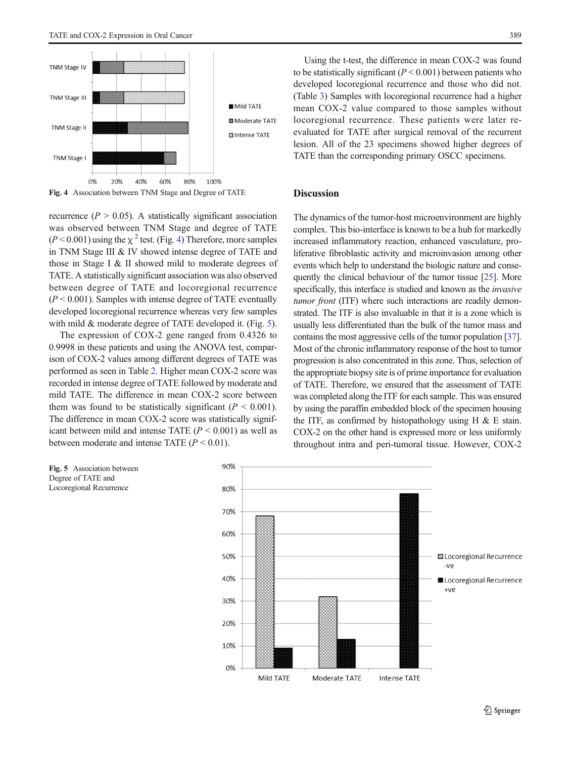Fig. 4 Association between TNM Stage and Degree of TATE

recurrence ($P > 0.05$). A statistically significant association was observed between TNM Stage and degree of TATE ($P < 0.001$) using the $\chi^2$ test. (Fig. 4) Therefore, more samples in TNM Stage III & IV showed intense degree of TATE and those in Stage I & II showed mild to moderate degrees of TATE. A statistically significant association was also observed between degree of TATE and locoregional recurrence ($P < 0.001$). Samples with intense degree of TATE eventually developed locoregional recurrence whereas very few samples with mild & moderate degree of TATE developed it. (Fig. 5).

The expression of COX-2 gene ranged from 0.4326 to 0.9998 in these patients and using the ANOVA test, comparison of COX-2 values among different degrees of TATE was performed as seen in Table 2. Higher mean COX-2 score was recorded in intense degree of TATE followed by moderate and mild TATE. The difference in mean COX-2 score between them was found to be statistically significant ($P < 0.001$). The difference in mean COX-2 score was statistically significant between mild and intense TATE ($P < 0.001$) as well as between moderate and intense TATE ($P < 0.01$).

Using the t-test, the difference in mean COX-2 was found to be statistically significant ($P < 0.001$) between patients who developed locoregional recurrence and those who did not. (Table 3) Samples with locoregional recurrence had a higher mean COX-2 value compared to those samples without locoregional recurrence. These patients were later re-evaluated for TATE after surgical removal of the recurrent lesion. All of the 23 specimens showed higher degrees of TATE than the corresponding primary OSCC specimens.

## Discussion

The dynamics of the tumor-host microenvironment are highly complex. This bio-interface is known to be a hub for markedly increased inflammatory reaction, enhanced vasculature, proliferative fibroblastic activity and microinvasion among other events which help to understand the biologic nature and consequently the clinical behaviour of the tumor tissue [25]. More specifically, this interface is studied and known as the *invasive tumor front* (ITF) where such interactions are readily demonstrated. The ITF is also invaluable in that it is a zone which is usually less differentiated than the bulk of the tumor mass and contains the most aggressive cells of the tumor population [37]. Most of the chronic inflammatory response of the host to tumor progression is also concentrated in this zone. Thus, selection of the appropriate biopsy site is of prime importance for evaluation of TATE. Therefore, we ensured that the assessment of TATE was completed along the ITF for each sample. This was ensured by using the paraffin embedded block of the specimen housing the ITF, as confirmed by histopathology using H & E stain. COX-2 on the other hand is expressed more or less uniformly throughout intra and peri-tumoral tissue. However, COX-2

Fig. 5 Association between Degree of TATE and Locoregional Recurrence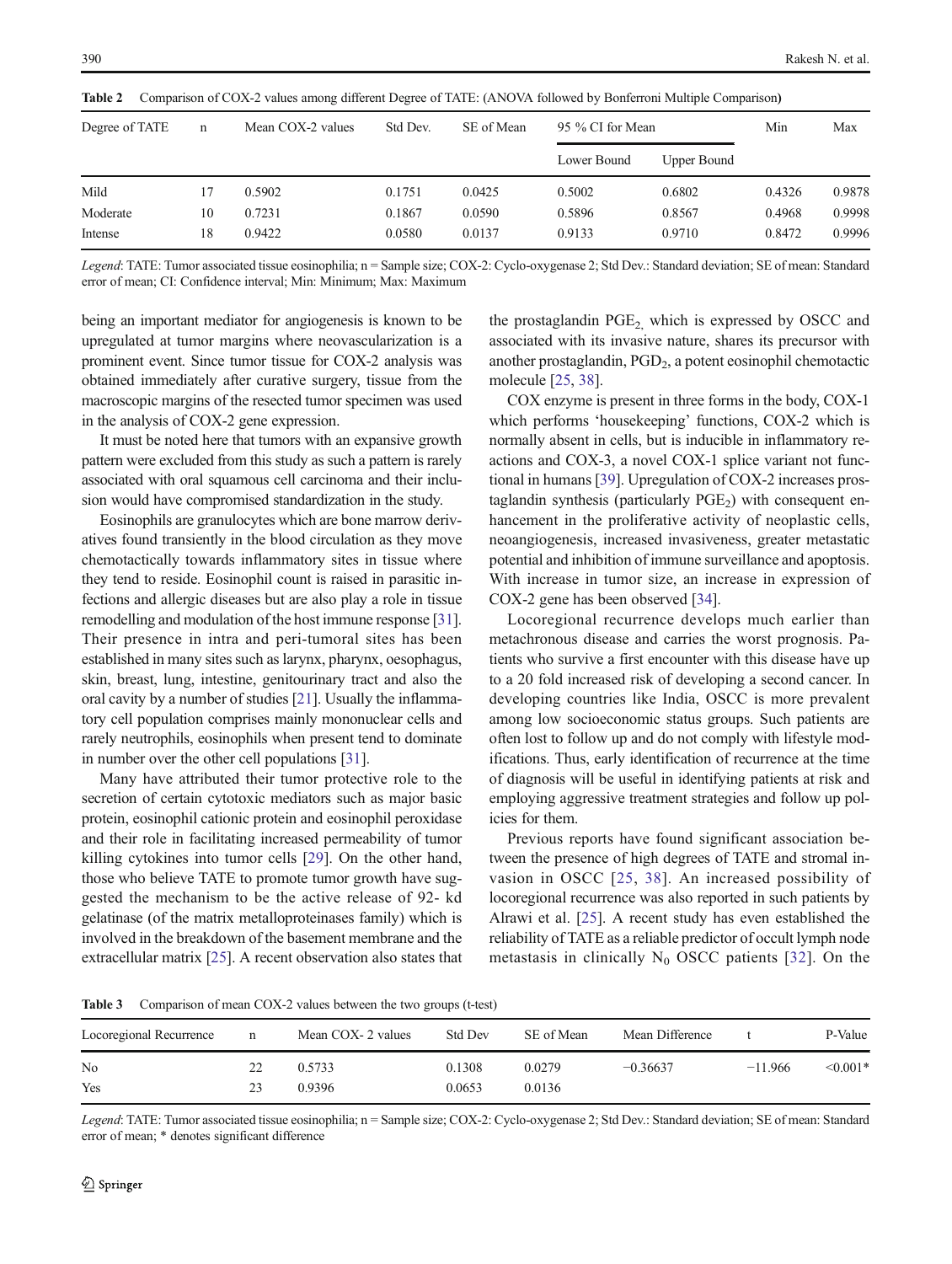**Table 2** Comparison of COX-2 values among different Degree of TATE: (ANOVA followed by Bonferroni Multiple Comparison)

| Degree of TATE | n | Mean COX-2 values | Std Dev. | SE of Mean | 95 % CI for Mean | | Min | Max |
|---|---|---|---|---|---|---|---|---|
| | | | | | Lower Bound | Upper Bound | | |
| Mild | 17 | 0.5902 | 0.1751 | 0.0425 | 0.5002 | 0.6802 | 0.4326 | 0.9878 |
| Moderate | 10 | 0.7231 | 0.1867 | 0.0590 | 0.5896 | 0.8567 | 0.4968 | 0.9998 |
| Intense | 18 | 0.9422 | 0.0580 | 0.0137 | 0.9133 | 0.9710 | 0.8472 | 0.9996 |

*Legend*: TATE: Tumor associated tissue eosinophilia; n = Sample size; COX-2: Cyclo-oxygenase 2; Std Dev.: Standard deviation; SE of mean: Standard error of mean; CI: Confidence interval; Min: Minimum; Max: Maximum

being an important mediator for angiogenesis is known to be upregulated at tumor margins where neovascularization is a prominent event. Since tumor tissue for COX-2 analysis was obtained immediately after curative surgery, tissue from the macroscopic margins of the resected tumor specimen was used in the analysis of COX-2 gene expression.

It must be noted here that tumors with an expansive growth pattern were excluded from this study as such a pattern is rarely associated with oral squamous cell carcinoma and their inclusion would have compromised standardization in the study.

Eosinophils are granulocytes which are bone marrow derivatives found transiently in the blood circulation as they move chemotactically towards inflammatory sites in tissue where they tend to reside. Eosinophil count is raised in parasitic infections and allergic diseases but are also play a role in tissue remodelling and modulation of the host immune response [31]. Their presence in intra and peri-tumoral sites has been established in many sites such as larynx, pharynx, oesophagus, skin, breast, lung, intestine, genitourinary tract and also the oral cavity by a number of studies [21]. Usually the inflammatory cell population comprises mainly mononuclear cells and rarely neutrophils, eosinophils when present tend to dominate in number over the other cell populations [31].

Many have attributed their tumor protective role to the secretion of certain cytotoxic mediators such as major basic protein, eosinophil cationic protein and eosinophil peroxidase and their role in facilitating increased permeability of tumor killing cytokines into tumor cells [29]. On the other hand, those who believe TATE to promote tumor growth have suggested the mechanism to be the active release of 92- kd gelatinase (of the matrix metalloproteinases family) which is involved in the breakdown of the basement membrane and the extracellular matrix [25]. A recent observation also states that the prostaglandin $PGE_2$, which is expressed by OSCC and associated with its invasive nature, shares its precursor with another prostaglandin, $PGD_2$, a potent eosinophil chemotactic molecule [25, 38].

COX enzyme is present in three forms in the body, COX-1 which performs 'housekeeping' functions, COX-2 which is normally absent in cells, but is inducible in inflammatory reactions and COX-3, a novel COX-1 splice variant not functional in humans [39]. Upregulation of COX-2 increases prostaglandin synthesis (particularly $PGE_2$) with consequent enhancement in the proliferative activity of neoplastic cells, neoangiogenesis, increased invasiveness, greater metastatic potential and inhibition of immune surveillance and apoptosis. With increase in tumor size, an increase in expression of COX-2 gene has been observed [34].

Locoregional recurrence develops much earlier than metachronous disease and carries the worst prognosis. Patients who survive a first encounter with this disease have up to a 20 fold increased risk of developing a second cancer. In developing countries like India, OSCC is more prevalent among low socioeconomic status groups. Such patients are often lost to follow up and do not comply with lifestyle modifications. Thus, early identification of recurrence at the time of diagnosis will be useful in identifying patients at risk and employing aggressive treatment strategies and follow up policies for them.

Previous reports have found significant association between the presence of high degrees of TATE and stromal invasion in OSCC [25, 38]. An increased possibility of locoregional recurrence was also reported in such patients by Alrawi et al. [25]. A recent study has even established the reliability of TATE as a reliable predictor of occult lymph node metastasis in clinically $N_0$ OSCC patients [32]. On the

**Table 3** Comparison of mean COX-2 values between the two groups (t-test)

| Locoregional Recurrence | n | Mean COX- 2 values | Std Dev | SE of Mean | Mean Difference | t | P-Value |
|---|---|---|---|---|---|---|---|
| No | 22 | 0.5733 | 0.1308 | 0.0279 | −0.36637 | −11.966 | <0.001* |
| Yes | 23 | 0.9396 | 0.0653 | 0.0136 | | | |

*Legend*: TATE: Tumor associated tissue eosinophilia; n = Sample size; COX-2: Cyclo-oxygenase 2; Std Dev.: Standard deviation; SE of mean: Standard error of mean; * denotes significant difference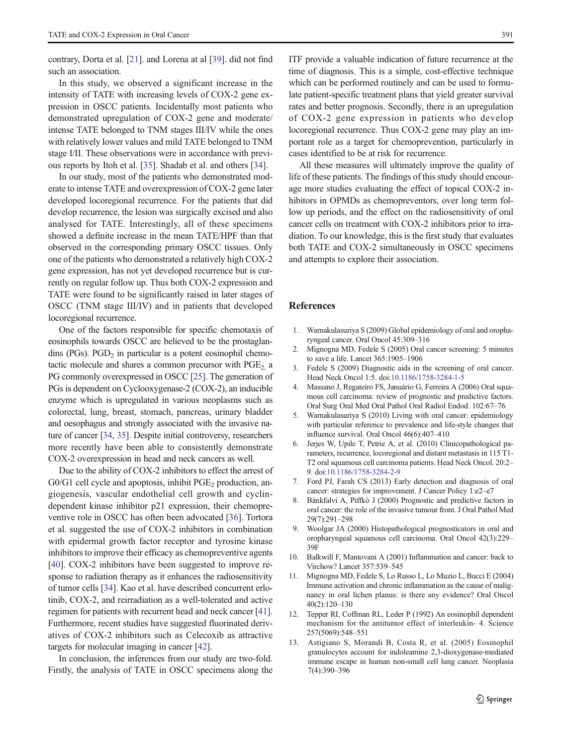contrary, Dorta et al. [21]. and Lorena at al [39]. did not find such an association.

In this study, we observed a significant increase in the intensity of TATE with increasing levels of COX-2 gene expression in OSCC patients. Incidentally most patients who demonstrated upregulation of COX-2 gene and moderate/ intense TATE belonged to TNM stages III/IV while the ones with relatively lower values and mild TATE belonged to TNM stage I/II. These observations were in accordance with previous reports by Itoh et al. [35]. Shadab et al. and others [34].

In our study, most of the patients who demonstrated moderate to intense TATE and overexpression of COX-2 gene later developed locoregional recurrence. For the patients that did develop recurrence, the lesion was surgically excised and also analysed for TATE. Interestingly, all of these specimens showed a definite increase in the mean TATE/HPF than that observed in the corresponding primary OSCC tissues. Only one of the patients who demonstrated a relatively high COX-2 gene expression, has not yet developed recurrence but is currently on regular follow up. Thus both COX-2 expression and TATE were found to be significantly raised in later stages of OSCC (TNM stage III/IV) and in patients that developed locoregional recurrence.

One of the factors responsible for specific chemotaxis of eosinophils towards OSCC are believed to be the prostaglandins (PGs). $PGD_2$ in particular is a potent eosinophil chemotactic molecule and shares a common precursor with $PGE_2$, a PG commonly overexpressed in OSCC [25]. The generation of PGs is dependent on Cyclooxygenase-2 (COX-2), an inducible enzyme which is upregulated in various neoplasms such as colorectal, lung, breast, stomach, pancreas, urinary bladder and oesophagus and strongly associated with the invasive nature of cancer [34, 35]. Despite initial controversy, researchers more recently have been able to consistently demonstrate COX-2 overexpression in head and neck cancers as well.

Due to the ability of COX-2 inhibitors to effect the arrest of G0/G1 cell cycle and apoptosis, inhibit $PGE_2$ production, angiogenesis, vascular endothelial cell growth and cyclin-dependent kinase inhibitor p21 expression, their chemopreventive role in OSCC has often been advocated [36]. Tortora et al. suggested the use of COX-2 inhibitors in combination with epidermal growth factor receptor and tyrosine kinase inhibitors to improve their efficacy as chemopreventive agents [40]. COX-2 inhibitors have been suggested to improve response to radiation therapy as it enhances the radiosensitivity of tumor cells [34]. Kao et al. have described concurrent erlotinib, COX-2, and reirradiation as a well-tolerated and active regimen for patients with recurrent head and neck cancer [41]. Furthermore, recent studies have suggested fluorinated derivatives of COX-2 inhibitors such as Celecoxib as attractive targets for molecular imaging in cancer [42].

In conclusion, the inferences from our study are two-fold. Firstly, the analysis of TATE in OSCC specimens along the ITF provide a valuable indication of future recurrence at the time of diagnosis. This is a simple, cost-effective technique which can be performed routinely and can be used to formulate patient-specific treatment plans that yield greater survival rates and better prognosis. Secondly, there is an upregulation of COX-2 gene expression in patients who develop locoregional recurrence. Thus COX-2 gene may play an important role as a target for chemoprevention, particularly in cases identified to be at risk for recurrence.

All these measures will ultimately improve the quality of life of these patients. The findings of this study should encourage more studies evaluating the effect of topical COX-2 inhibitors in OPMDs as chemopreventors, over long term follow up periods, and the effect on the radiosensitivity of oral cancer cells on treatment with COX-2 inhibitors prior to irradiation. To our knowledge, this is the first study that evaluates both TATE and COX-2 simultaneously in OSCC specimens and attempts to explore their association.

## References

1. Warnakulasuriya S (2009) Global epidemiology of oral and oropharyngeal cancer. Oral Oncol 45:309–316
2. Mignogna MD, Fedele S (2005) Oral cancer screening: 5 minutes to save a life. Lancet 365:1905–1906
3. Fedele S (2009) Diagnostic aids in the screening of oral cancer. Head Neck Oncol 1:5. doi:10.1186/1758-3284-1-5
4. Massano J, Regateiro FS, Januário G, Ferreira A (2006) Oral squamous cell carcinoma: review of prognostic and predictive factors. Oral Surg Oral Med Oral Pathol Oral Radiol Endod. 102:67–76
5. Warnakulasuriya S (2010) Living with oral cancer: epidemiology with particular reference to prevalence and life-style changes that influence survival. Oral Oncol 46(6):407–410
6. Jerjes W, Upile T, Petrie A, et al. (2010) Clinicopathological parameters, recurrence, locoregional and distant metastasis in 115 T1-T2 oral squamous cell carcinoma patients. Head Neck Oncol. 20:2–9. doi:10.1186/1758-3284-2-9
7. Ford PJ, Farah CS (2013) Early detection and diagnosis of oral cancer: strategies for improvement. J Cancer Policy 1:e2–e7
8. Bànkfalvi A, Piffkò J (2000) Prognostic and predictive factors in oral cancer: the role of the invasive tumour front. J Oral Pathol Med 29(7):291–298
9. Woolgar JA (2000) Histopathological prognosticators in oral and oropharyngeal squamous cell carcinoma. Oral Oncol 42(3):229–39F
10. Balkwill F, Mantovani A (2001) Inflammation and cancer: back to Virchow? Lancet 357:539–545
11. Mignogna MD, Fedele S, Lo Russo L, Lo Muzio L, Bucci E (2004) Immune activation and chronic inflammation as the cause of malignancy in oral lichen planus: is there any evidence? Oral Oncol 40(2):120–130
12. Tepper RI, Coffman RL, Leder P (1992) An eosinophil dependent mechanism for the antitumor effect of interleukin- 4. Science 257(5069):548–551
13. Astigiano S, Morandi B, Costa R, et al. (2005) Eosinophil granulocytes account for indoleamine 2,3-dioxygenase-mediated immune escape in human non-small cell lung cancer. Neoplasia 7(4):390–396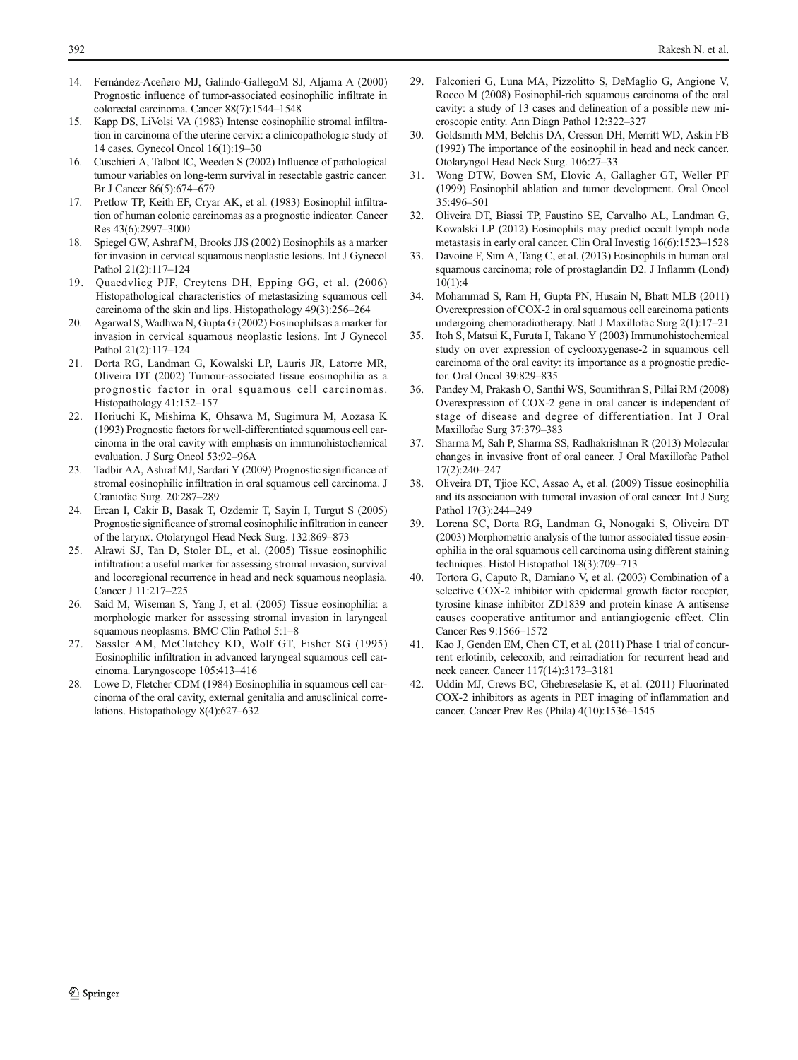14. Fernández-Aceñero MJ, Galindo-GallegoM SJ, Aljama A (2000) Prognostic influence of tumor-associated eosinophilic infiltrate in colorectal carcinoma. Cancer 88(7):1544–1548
15. Kapp DS, LiVolsi VA (1983) Intense eosinophilic stromal infiltration in carcinoma of the uterine cervix: a clinicopathologic study of 14 cases. Gynecol Oncol 16(1):19–30
16. Cuschieri A, Talbot IC, Weeden S (2002) Influence of pathological tumour variables on long-term survival in resectable gastric cancer. Br J Cancer 86(5):674–679
17. Pretlow TP, Keith EF, Cryar AK, et al. (1983) Eosinophil infiltration of human colonic carcinomas as a prognostic indicator. Cancer Res 43(6):2997–3000
18. Spiegel GW, Ashraf M, Brooks JJS (2002) Eosinophils as a marker for invasion in cervical squamous neoplastic lesions. Int J Gynecol Pathol 21(2):117–124
19. Quaedvlieg PJF, Creytens DH, Epping GG, et al. (2006) Histopathological characteristics of metastasizing squamous cell carcinoma of the skin and lips. Histopathology 49(3):256–264
20. Agarwal S, Wadhwa N, Gupta G (2002) Eosinophils as a marker for invasion in cervical squamous neoplastic lesions. Int J Gynecol Pathol 21(2):117–124
21. Dorta RG, Landman G, Kowalski LP, Lauris JR, Latorre MR, Oliveira DT (2002) Tumour-associated tissue eosinophilia as a prognostic factor in oral squamous cell carcinomas. Histopathology 41:152–157
22. Horiuchi K, Mishima K, Ohsawa M, Sugimura M, Aozasa K (1993) Prognostic factors for well-differentiated squamous cell carcinoma in the oral cavity with emphasis on immunohistochemical evaluation. J Surg Oncol 53:92–96A
23. Tadbir AA, Ashraf MJ, Sardari Y (2009) Prognostic significance of stromal eosinophilic infiltration in oral squamous cell carcinoma. J Craniofac Surg. 20:287–289
24. Ercan I, Cakir B, Basak T, Ozdemir T, Sayin I, Turgut S (2005) Prognostic significance of stromal eosinophilic infiltration in cancer of the larynx. Otolaryngol Head Neck Surg. 132:869–873
25. Alrawi SJ, Tan D, Stoler DL, et al. (2005) Tissue eosinophilic infiltration: a useful marker for assessing stromal invasion, survival and locoregional recurrence in head and neck squamous neoplasia. Cancer J 11:217–225
26. Said M, Wiseman S, Yang J, et al. (2005) Tissue eosinophilia: a morphologic marker for assessing stromal invasion in laryngeal squamous neoplasms. BMC Clin Pathol 5:1–8
27. Sassler AM, McClatchey KD, Wolf GT, Fisher SG (1995) Eosinophilic infiltration in advanced laryngeal squamous cell carcinoma. Laryngoscope 105:413–416
28. Lowe D, Fletcher CDM (1984) Eosinophilia in squamous cell carcinoma of the oral cavity, external genitalia and anusclinical correlations. Histopathology 8(4):627–632
29. Falconieri G, Luna MA, Pizzolitto S, DeMaglio G, Angione V, Rocco M (2008) Eosinophil-rich squamous carcinoma of the oral cavity: a study of 13 cases and delineation of a possible new microscopic entity. Ann Diagn Pathol 12:322–327
30. Goldsmith MM, Belchis DA, Cresson DH, Merritt WD, Askin FB (1992) The importance of the eosinophil in head and neck cancer. Otolaryngol Head Neck Surg. 106:27–33
31. Wong DTW, Bowen SM, Elovic A, Gallagher GT, Weller PF (1999) Eosinophil ablation and tumor development. Oral Oncol 35:496–501
32. Oliveira DT, Biassi TP, Faustino SE, Carvalho AL, Landman G, Kowalski LP (2012) Eosinophils may predict occult lymph node metastasis in early oral cancer. Clin Oral Investig 16(6):1523–1528
33. Davoine F, Sim A, Tang C, et al. (2013) Eosinophils in human oral squamous carcinoma; role of prostaglandin D2. J Inflamm (Lond) 10(1):4
34. Mohammad S, Ram H, Gupta PN, Husain N, Bhatt MLB (2011) Overexpression of COX-2 in oral squamous cell carcinoma patients undergoing chemoradiotherapy. Natl J Maxillofac Surg 2(1):17–21
35. Itoh S, Matsui K, Furuta I, Takano Y (2003) Immunohistochemical study on over expression of cyclooxygenase-2 in squamous cell carcinoma of the oral cavity: its importance as a prognostic predictor. Oral Oncol 39:829–835
36. Pandey M, Prakash O, Santhi WS, Soumithran S, Pillai RM (2008) Overexpression of COX-2 gene in oral cancer is independent of stage of disease and degree of differentiation. Int J Oral Maxillofac Surg 37:379–383
37. Sharma M, Sah P, Sharma SS, Radhakrishnan R (2013) Molecular changes in invasive front of oral cancer. J Oral Maxillofac Pathol 17(2):240–247
38. Oliveira DT, Tjioe KC, Assao A, et al. (2009) Tissue eosinophilia and its association with tumoral invasion of oral cancer. Int J Surg Pathol 17(3):244–249
39. Lorena SC, Dorta RG, Landman G, Nonogaki S, Oliveira DT (2003) Morphometric analysis of the tumor associated tissue eosinophilia in the oral squamous cell carcinoma using different staining techniques. Histol Histopathol 18(3):709–713
40. Tortora G, Caputo R, Damiano V, et al. (2003) Combination of a selective COX-2 inhibitor with epidermal growth factor receptor, tyrosine kinase inhibitor ZD1839 and protein kinase A antisense causes cooperative antitumor and antiangiogenic effect. Clin Cancer Res 9:1566–1572
41. Kao J, Genden EM, Chen CT, et al. (2011) Phase 1 trial of concurrent erlotinib, celecoxib, and reirradiation for recurrent head and neck cancer. Cancer 117(14):3173–3181
42. Uddin MJ, Crews BC, Ghebreselasie K, et al. (2011) Fluorinated COX-2 inhibitors as agents in PET imaging of inflammation and cancer. Cancer Prev Res (Phila) 4(10):1536–1545